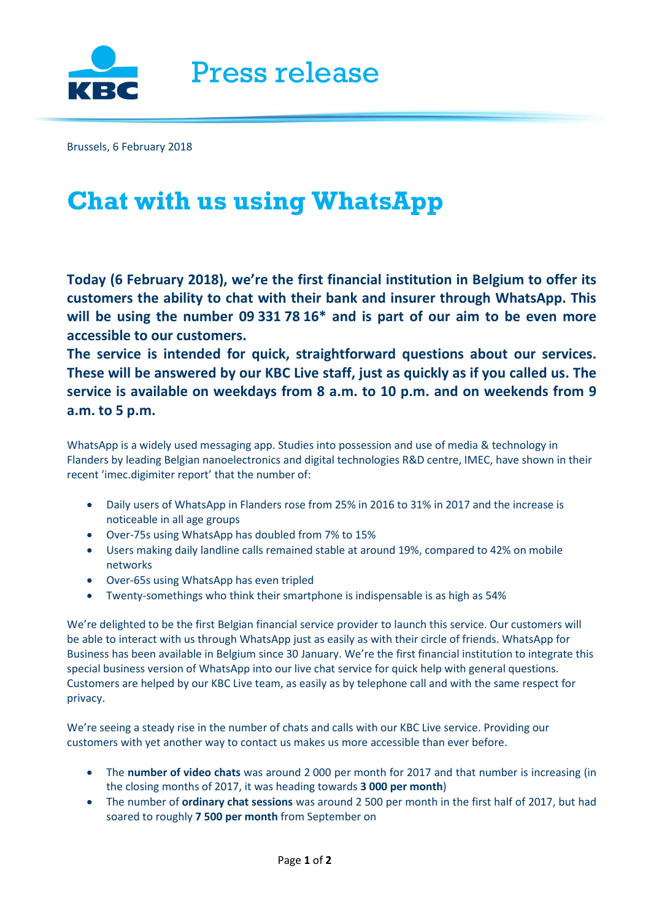Press release

Brussels, 6 February 2018

# Chat with us using WhatsApp

**Today (6 February 2018), we're the first financial institution in Belgium to offer its customers the ability to chat with their bank and insurer through WhatsApp. This will be using the number 09 331 78 16* and is part of our aim to be even more accessible to our customers.**

**The service is intended for quick, straightforward questions about our services. These will be answered by our KBC Live staff, just as quickly as if you called us. The service is available on weekdays from 8 a.m. to 10 p.m. and on weekends from 9 a.m. to 5 p.m.**

WhatsApp is a widely used messaging app. Studies into possession and use of media & technology in Flanders by leading Belgian nanoelectronics and digital technologies R&D centre, IMEC, have shown in their recent 'imec.digimiter report' that the number of:

- Daily users of WhatsApp in Flanders rose from 25% in 2016 to 31% in 2017 and the increase is noticeable in all age groups
- Over-75s using WhatsApp has doubled from 7% to 15%
- Users making daily landline calls remained stable at around 19%, compared to 42% on mobile networks
- Over-65s using WhatsApp has even tripled
- Twenty-somethings who think their smartphone is indispensable is as high as 54%

We're delighted to be the first Belgian financial service provider to launch this service. Our customers will be able to interact with us through WhatsApp just as easily as with their circle of friends. WhatsApp for Business has been available in Belgium since 30 January. We're the first financial institution to integrate this special business version of WhatsApp into our live chat service for quick help with general questions. Customers are helped by our KBC Live team, as easily as by telephone call and with the same respect for privacy.

We're seeing a steady rise in the number of chats and calls with our KBC Live service. Providing our customers with yet another way to contact us makes us more accessible than ever before.

- The **number of video chats** was around 2 000 per month for 2017 and that number is increasing (in the closing months of 2017, it was heading towards **3 000 per month**)
- The number of **ordinary chat sessions** was around 2 500 per month in the first half of 2017, but had soared to roughly **7 500 per month** from September on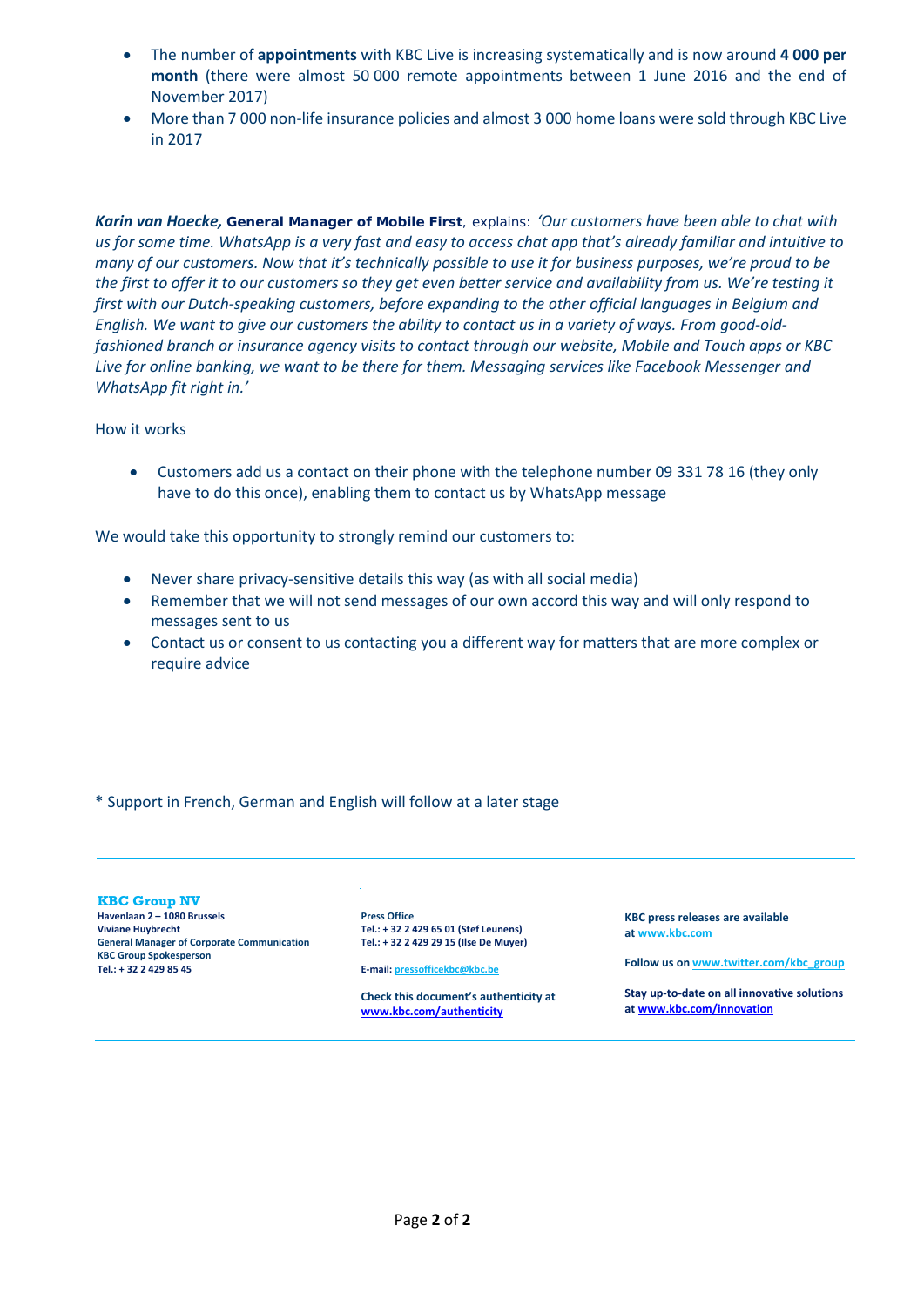- The number of **appointments** with KBC Live is increasing systematically and is now around **4 000 per month** (there were almost 50 000 remote appointments between 1 June 2016 and the end of November 2017)
- More than 7 000 non-life insurance policies and almost 3 000 home loans were sold through KBC Live in 2017

***Karin van Hoecke,* General Manager of Mobile First**, explains: *'Our customers have been able to chat with us for some time. WhatsApp is a very fast and easy to access chat app that's already familiar and intuitive to many of our customers. Now that it's technically possible to use it for business purposes, we're proud to be the first to offer it to our customers so they get even better service and availability from us. We're testing it first with our Dutch-speaking customers, before expanding to the other official languages in Belgium and English. We want to give our customers the ability to contact us in a variety of ways. From good-old-fashioned branch or insurance agency visits to contact through our website, Mobile and Touch apps or KBC Live for online banking, we want to be there for them. Messaging services like Facebook Messenger and WhatsApp fit right in.'*

How it works

- Customers add us a contact on their phone with the telephone number 09 331 78 16 (they only have to do this once), enabling them to contact us by WhatsApp message

We would take this opportunity to strongly remind our customers to:

- Never share privacy-sensitive details this way (as with all social media)
- Remember that we will not send messages of our own accord this way and will only respond to messages sent to us
- Contact us or consent to us contacting you a different way for matters that are more complex or require advice

\* Support in French, German and English will follow at a later stage

---

**KBC Group NV**
**Havenlaan 2 – 1080 Brussels**
**Viviane Huybrecht**
**General Manager of Corporate Communication**
**KBC Group Spokesperson**
**Tel.: + 32 2 429 85 45**

**Press Office**
**Tel.: + 32 2 429 65 01 (Stef Leunens)**
**Tel.: + 32 2 429 29 15 (Ilse De Muyer)**

**E-mail: pressofficekbc@kbc.be**

**Check this document's authenticity at www.kbc.com/authenticity**

**KBC press releases are available at www.kbc.com**

**Follow us on www.twitter.com/kbc_group**

**Stay up-to-date on all innovative solutions at www.kbc.com/innovation**